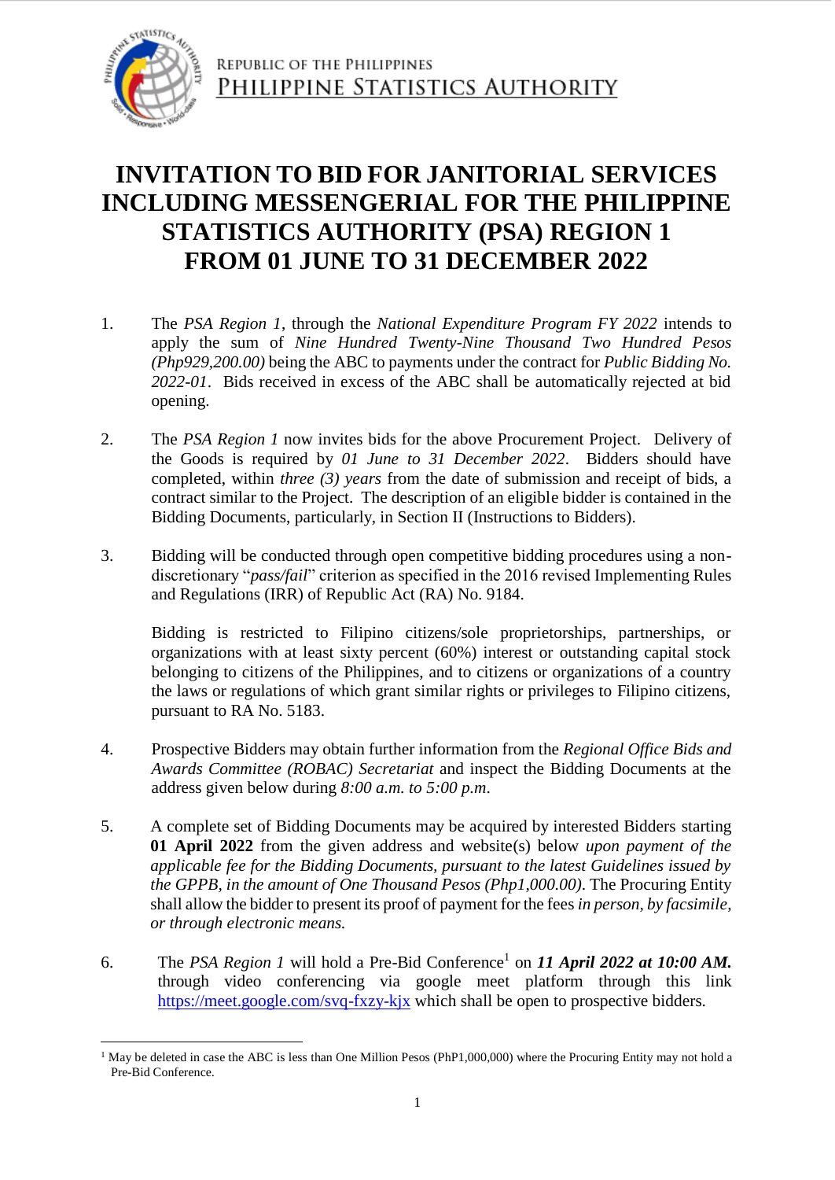REPUBLIC OF THE PHILIPPINES
PHILIPPINE STATISTICS AUTHORITY

# INVITATION TO BID FOR JANITORIAL SERVICES INCLUDING MESSENGERIAL FOR THE PHILIPPINE STATISTICS AUTHORITY (PSA) REGION 1 FROM 01 JUNE TO 31 DECEMBER 2022

1. The *PSA Region 1*, through the *National Expenditure Program FY 2022* intends to apply the sum of *Nine Hundred Twenty-Nine Thousand Two Hundred Pesos (Php929,200.00)* being the ABC to payments under the contract for *Public Bidding No. 2022-01*. Bids received in excess of the ABC shall be automatically rejected at bid opening.

2. The *PSA Region 1* now invites bids for the above Procurement Project. Delivery of the Goods is required by *01 June to 31 December 2022*. Bidders should have completed, within *three (3) years* from the date of submission and receipt of bids, a contract similar to the Project. The description of an eligible bidder is contained in the Bidding Documents, particularly, in Section II (Instructions to Bidders).

3. Bidding will be conducted through open competitive bidding procedures using a non-discretionary "*pass/fail*" criterion as specified in the 2016 revised Implementing Rules and Regulations (IRR) of Republic Act (RA) No. 9184.

   Bidding is restricted to Filipino citizens/sole proprietorships, partnerships, or organizations with at least sixty percent (60%) interest or outstanding capital stock belonging to citizens of the Philippines, and to citizens or organizations of a country the laws or regulations of which grant similar rights or privileges to Filipino citizens, pursuant to RA No. 5183.

4. Prospective Bidders may obtain further information from the *Regional Office Bids and Awards Committee (ROBAC) Secretariat* and inspect the Bidding Documents at the address given below during *8:00 a.m. to 5:00 p.m*.

5. A complete set of Bidding Documents may be acquired by interested Bidders starting **01 April 2022** from the given address and website(s) below *upon payment of the applicable fee for the Bidding Documents, pursuant to the latest Guidelines issued by the GPPB, in the amount of One Thousand Pesos (Php1,000.00)*. The Procuring Entity shall allow the bidder to present its proof of payment for the fees *in person, by facsimile, or through electronic means.*

6. The *PSA Region 1* will hold a Pre-Bid Conference[1] on ***11 April 2022 at 10:00 AM.*** through video conferencing via google meet platform through this link https://meet.google.com/svq-fxzy-kjx which shall be open to prospective bidders.

---

[1] May be deleted in case the ABC is less than One Million Pesos (PhP1,000,000) where the Procuring Entity may not hold a Pre-Bid Conference.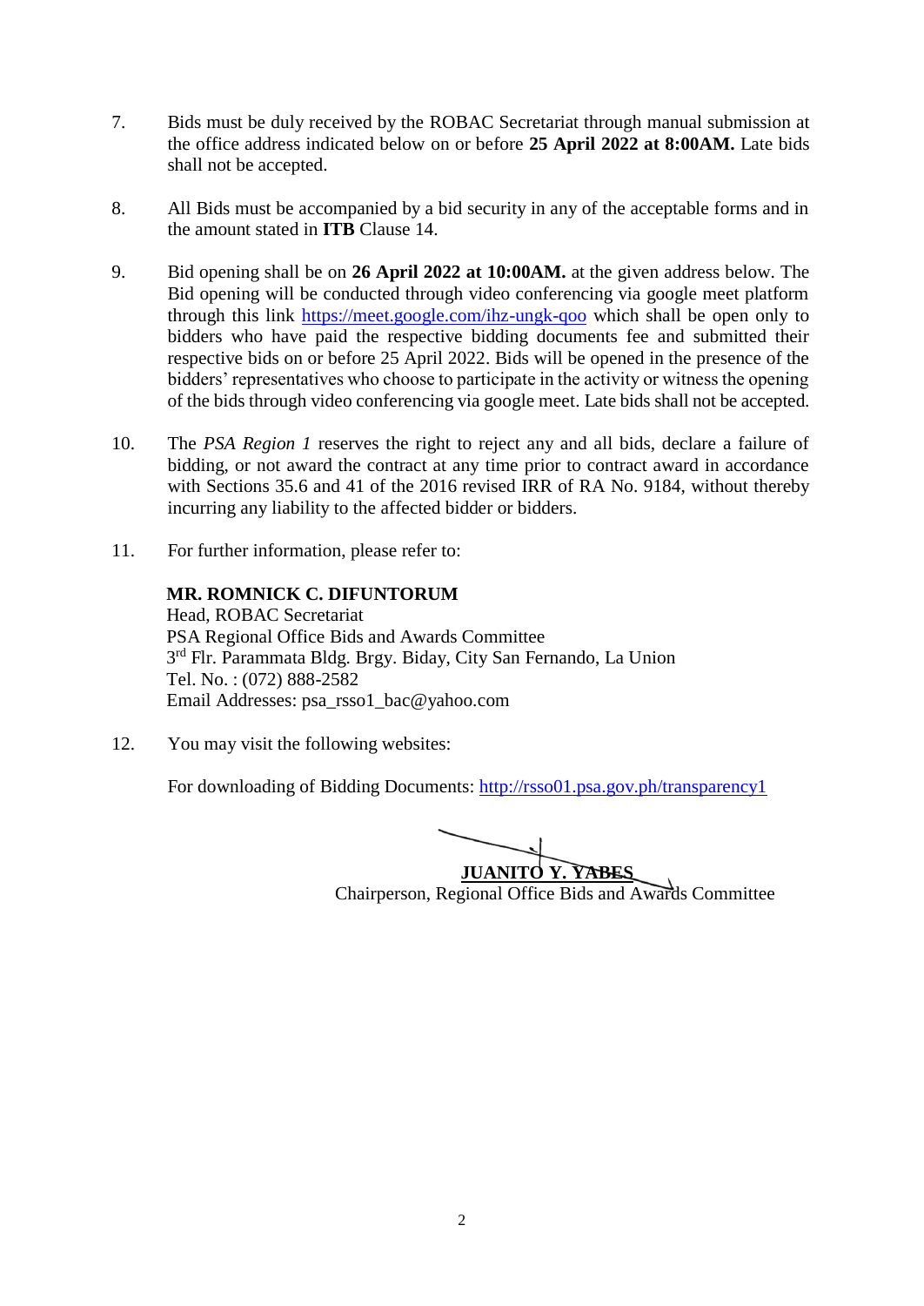7. Bids must be duly received by the ROBAC Secretariat through manual submission at the office address indicated below on or before **25 April 2022 at 8:00AM.** Late bids shall not be accepted.

8. All Bids must be accompanied by a bid security in any of the acceptable forms and in the amount stated in **ITB** Clause 14.

9. Bid opening shall be on **26 April 2022 at 10:00AM.** at the given address below. The Bid opening will be conducted through video conferencing via google meet platform through this link https://meet.google.com/ihz-ungk-qoo which shall be open only to bidders who have paid the respective bidding documents fee and submitted their respective bids on or before 25 April 2022. Bids will be opened in the presence of the bidders' representatives who choose to participate in the activity or witness the opening of the bids through video conferencing via google meet. Late bids shall not be accepted.

10. The *PSA Region 1* reserves the right to reject any and all bids, declare a failure of bidding, or not award the contract at any time prior to contract award in accordance with Sections 35.6 and 41 of the 2016 revised IRR of RA No. 9184, without thereby incurring any liability to the affected bidder or bidders.

11. For further information, please refer to:

    **MR. ROMNICK C. DIFUNTORUM**
    Head, ROBAC Secretariat
    PSA Regional Office Bids and Awards Committee
    3rd Flr. Parammata Bldg. Brgy. Biday, City San Fernando, La Union
    Tel. No. : (072) 888-2582
    Email Addresses: psa_rsso1_bac@yahoo.com

12. You may visit the following websites:

    For downloading of Bidding Documents: http://rsso01.psa.gov.ph/transparency1

**JUANITO Y. YABES**
Chairperson, Regional Office Bids and Awards Committee